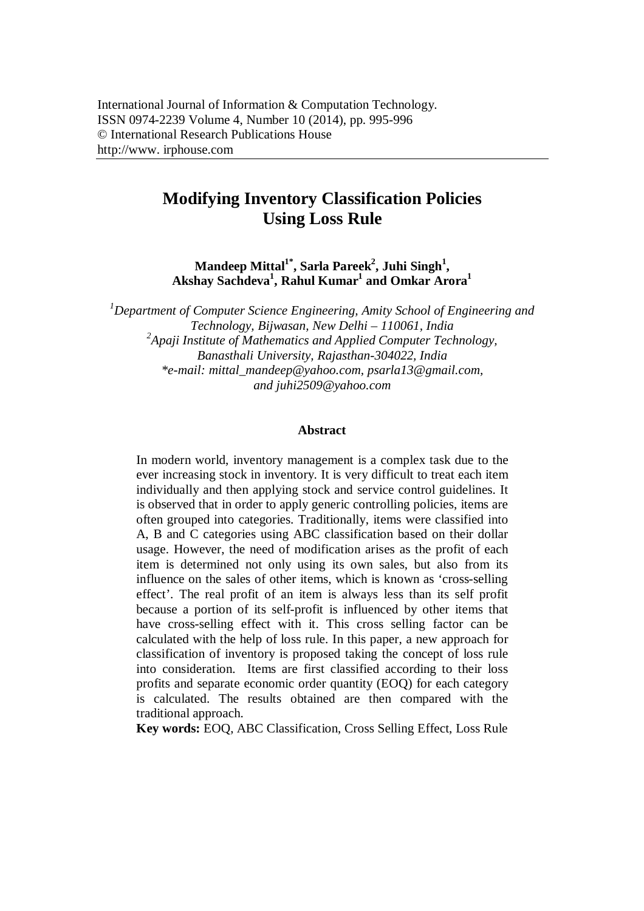# Modifying Inventory Classification Policies Using Loss Rule

**Mandeep Mittal[1*], Sarla Pareek[2], Juhi Singh[1], Akshay Sachdeva[1], Rahul Kumar[1] and Omkar Arora[1]**

*[1]Department of Computer Science Engineering, Amity School of Engineering and Technology, Bijwasan, New Delhi – 110061, India*
*[2]Apaji Institute of Mathematics and Applied Computer Technology, Banasthali University, Rajasthan-304022, India*
*\*e-mail: mittal_mandeep@yahoo.com, psarla13@gmail.com, and juhi2509@yahoo.com*

## Abstract

In modern world, inventory management is a complex task due to the ever increasing stock in inventory. It is very difficult to treat each item individually and then applying stock and service control guidelines. It is observed that in order to apply generic controlling policies, items are often grouped into categories. Traditionally, items were classified into A, B and C categories using ABC classification based on their dollar usage. However, the need of modification arises as the profit of each item is determined not only using its own sales, but also from its influence on the sales of other items, which is known as 'cross-selling effect'. The real profit of an item is always less than its self profit because a portion of its self-profit is influenced by other items that have cross-selling effect with it. This cross selling factor can be calculated with the help of loss rule. In this paper, a new approach for classification of inventory is proposed taking the concept of loss rule into consideration. Items are first classified according to their loss profits and separate economic order quantity (EOQ) for each category is calculated. The results obtained are then compared with the traditional approach.

**Key words:** EOQ, ABC Classification, Cross Selling Effect, Loss Rule